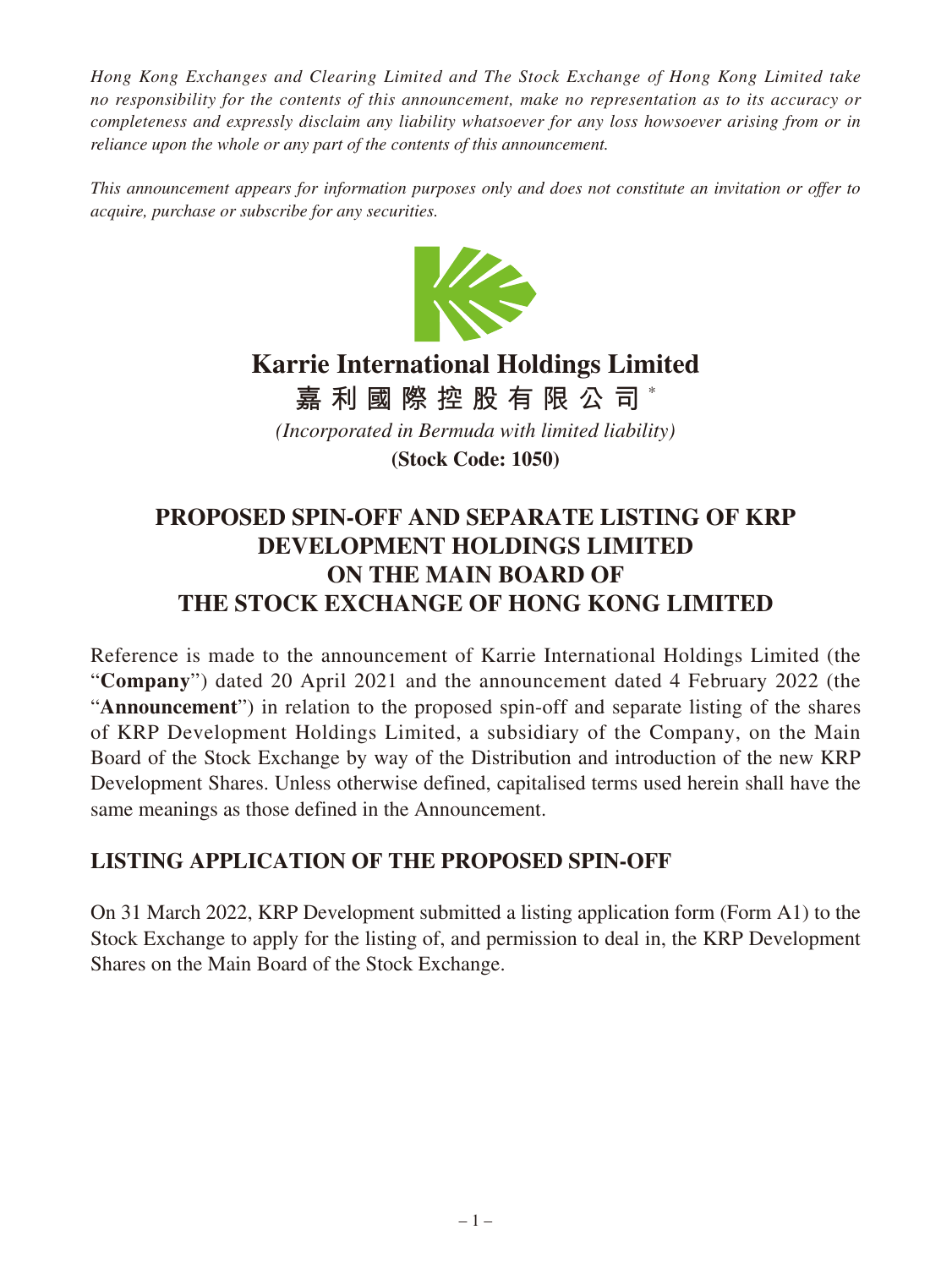*Hong Kong Exchanges and Clearing Limited and The Stock Exchange of Hong Kong Limited take no responsibility for the contents of this announcement, make no representation as to its accuracy or completeness and expressly disclaim any liability whatsoever for any loss howsoever arising from or in reliance upon the whole or any part of the contents of this announcement.*

*This announcement appears for information purposes only and does not constitute an invitation or offer to acquire, purchase or subscribe for any securities.*

# Karrie International Holdings Limited

**嘉利國際控股有限公司** *

*(Incorporated in Bermuda with limited liability)*

**(Stock Code: 1050)**

# PROPOSED SPIN-OFF AND SEPARATE LISTING OF KRP DEVELOPMENT HOLDINGS LIMITED ON THE MAIN BOARD OF THE STOCK EXCHANGE OF HONG KONG LIMITED

Reference is made to the announcement of Karrie International Holdings Limited (the "**Company**") dated 20 April 2021 and the announcement dated 4 February 2022 (the "**Announcement**") in relation to the proposed spin-off and separate listing of the shares of KRP Development Holdings Limited, a subsidiary of the Company, on the Main Board of the Stock Exchange by way of the Distribution and introduction of the new KRP Development Shares. Unless otherwise defined, capitalised terms used herein shall have the same meanings as those defined in the Announcement.

## LISTING APPLICATION OF THE PROPOSED SPIN-OFF

On 31 March 2022, KRP Development submitted a listing application form (Form A1) to the Stock Exchange to apply for the listing of, and permission to deal in, the KRP Development Shares on the Main Board of the Stock Exchange.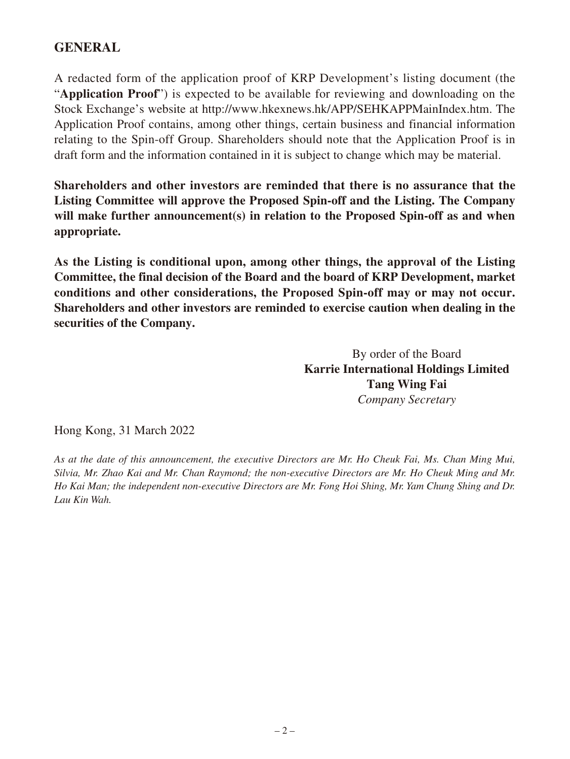## GENERAL

A redacted form of the application proof of KRP Development's listing document (the "**Application Proof**") is expected to be available for reviewing and downloading on the Stock Exchange's website at http://www.hkexnews.hk/APP/SEHKAPPMainIndex.htm. The Application Proof contains, among other things, certain business and financial information relating to the Spin-off Group. Shareholders should note that the Application Proof is in draft form and the information contained in it is subject to change which may be material.

**Shareholders and other investors are reminded that there is no assurance that the Listing Committee will approve the Proposed Spin-off and the Listing. The Company will make further announcement(s) in relation to the Proposed Spin-off as and when appropriate.**

**As the Listing is conditional upon, among other things, the approval of the Listing Committee, the final decision of the Board and the board of KRP Development, market conditions and other considerations, the Proposed Spin-off may or may not occur. Shareholders and other investors are reminded to exercise caution when dealing in the securities of the Company.**

By order of the Board
**Karrie International Holdings Limited**
**Tang Wing Fai**
*Company Secretary*

Hong Kong, 31 March 2022

*As at the date of this announcement, the executive Directors are Mr. Ho Cheuk Fai, Ms. Chan Ming Mui, Silvia, Mr. Zhao Kai and Mr. Chan Raymond; the non-executive Directors are Mr. Ho Cheuk Ming and Mr. Ho Kai Man; the independent non-executive Directors are Mr. Fong Hoi Shing, Mr. Yam Chung Shing and Dr. Lau Kin Wah.*